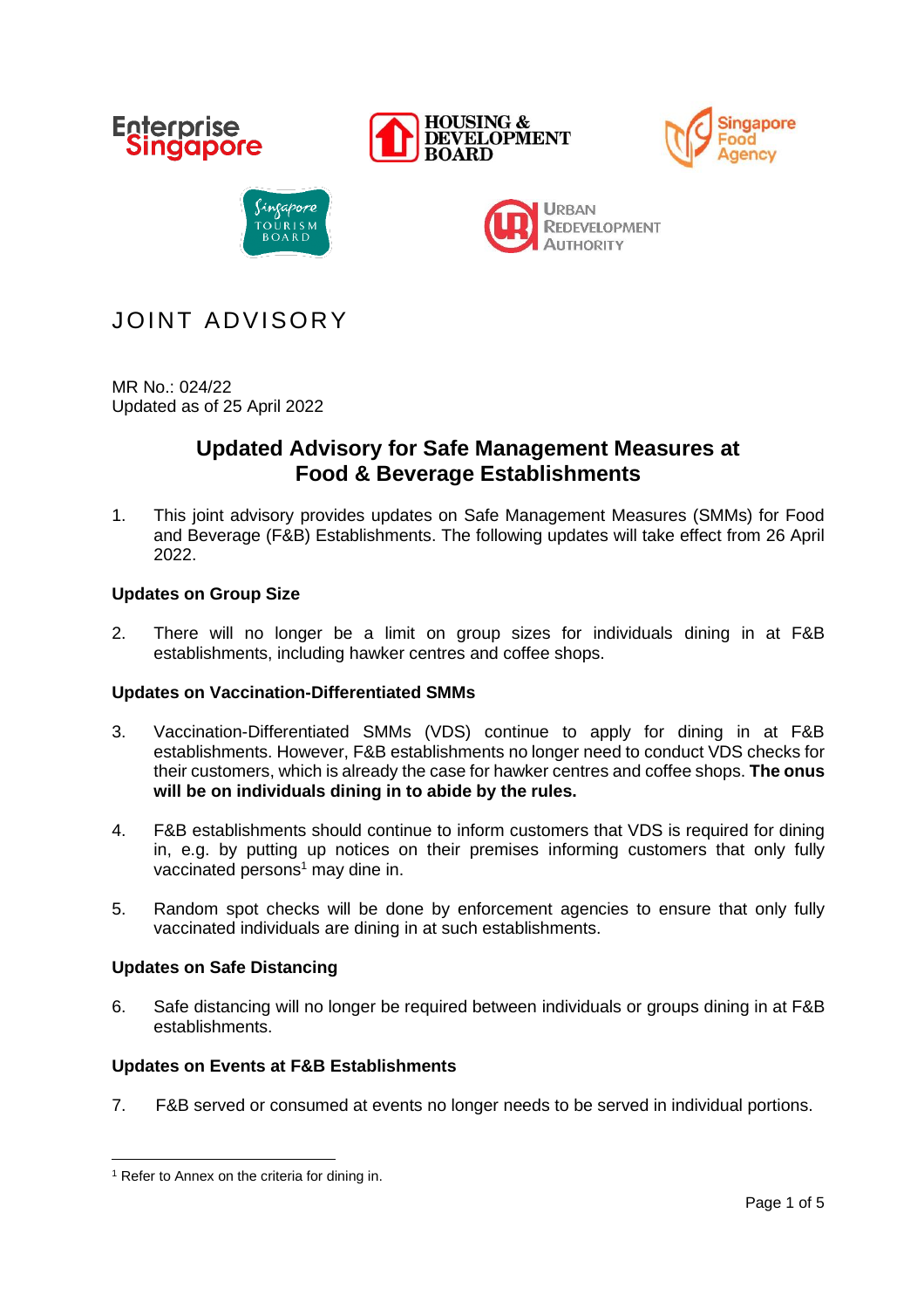# JOINT ADVISORY

MR No.: 024/22
Updated as of 25 April 2022

## Updated Advisory for Safe Management Measures at Food & Beverage Establishments

1. This joint advisory provides updates on Safe Management Measures (SMMs) for Food and Beverage (F&B) Establishments. The following updates will take effect from 26 April 2022.

### Updates on Group Size

2. There will no longer be a limit on group sizes for individuals dining in at F&B establishments, including hawker centres and coffee shops.

### Updates on Vaccination-Differentiated SMMs

3. Vaccination-Differentiated SMMs (VDS) continue to apply for dining in at F&B establishments. However, F&B establishments no longer need to conduct VDS checks for their customers, which is already the case for hawker centres and coffee shops. **The onus will be on individuals dining in to abide by the rules.**

4. F&B establishments should continue to inform customers that VDS is required for dining in, e.g. by putting up notices on their premises informing customers that only fully vaccinated persons[1] may dine in.

5. Random spot checks will be done by enforcement agencies to ensure that only fully vaccinated individuals are dining in at such establishments.

### Updates on Safe Distancing

6. Safe distancing will no longer be required between individuals or groups dining in at F&B establishments.

### Updates on Events at F&B Establishments

7. F&B served or consumed at events no longer needs to be served in individual portions.

---

[1] Refer to Annex on the criteria for dining in.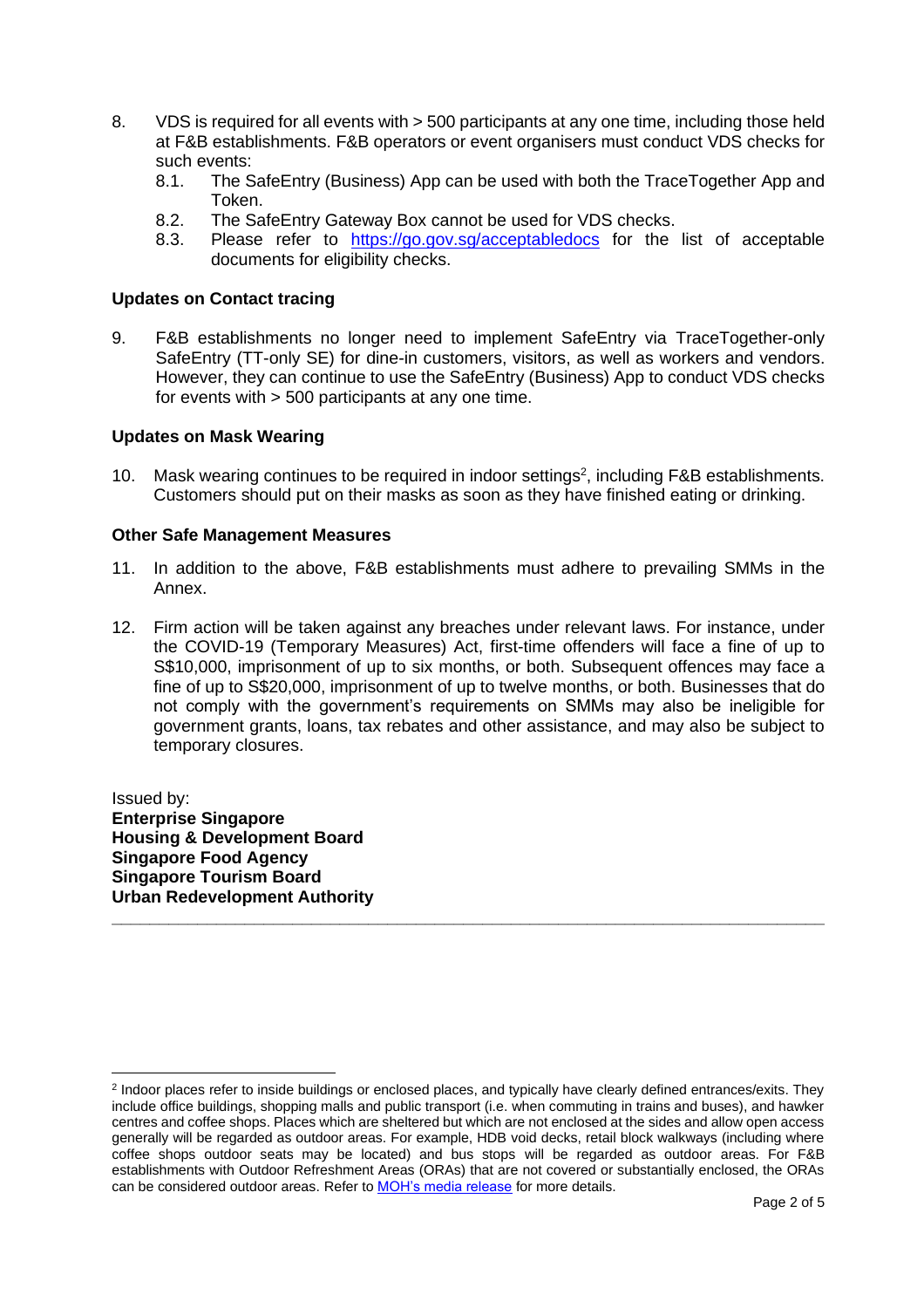8. VDS is required for all events with > 500 participants at any one time, including those held at F&B establishments. F&B operators or event organisers must conduct VDS checks for such events:
   8.1. The SafeEntry (Business) App can be used with both the TraceTogether App and Token.
   8.2. The SafeEntry Gateway Box cannot be used for VDS checks.
   8.3. Please refer to [https://go.gov.sg/acceptabledocs](https://go.gov.sg/acceptabledocs) for the list of acceptable documents for eligibility checks.

**Updates on Contact tracing**

9. F&B establishments no longer need to implement SafeEntry via TraceTogether-only SafeEntry (TT-only SE) for dine-in customers, visitors, as well as workers and vendors. However, they can continue to use the SafeEntry (Business) App to conduct VDS checks for events with > 500 participants at any one time.

**Updates on Mask Wearing**

10. Mask wearing continues to be required in indoor settings[2], including F&B establishments. Customers should put on their masks as soon as they have finished eating or drinking.

**Other Safe Management Measures**

11. In addition to the above, F&B establishments must adhere to prevailing SMMs in the Annex.

12. Firm action will be taken against any breaches under relevant laws. For instance, under the COVID-19 (Temporary Measures) Act, first-time offenders will face a fine of up to S$10,000, imprisonment of up to six months, or both. Subsequent offences may face a fine of up to S$20,000, imprisonment of up to twelve months, or both. Businesses that do not comply with the government's requirements on SMMs may also be ineligible for government grants, loans, tax rebates and other assistance, and may also be subject to temporary closures.

Issued by:
**Enterprise Singapore**
**Housing & Development Board**
**Singapore Food Agency**
**Singapore Tourism Board**
**Urban Redevelopment Authority**

---

[2] Indoor places refer to inside buildings or enclosed places, and typically have clearly defined entrances/exits. They include office buildings, shopping malls and public transport (i.e. when commuting in trains and buses), and hawker centres and coffee shops. Places which are sheltered but which are not enclosed at the sides and allow open access generally will be regarded as outdoor areas. For example, HDB void decks, retail block walkways (including where coffee shops outdoor seats may be located) and bus stops will be regarded as outdoor areas. For F&B establishments with Outdoor Refreshment Areas (ORAs) that are not covered or substantially enclosed, the ORAs can be considered outdoor areas. Refer to MOH's media release for more details.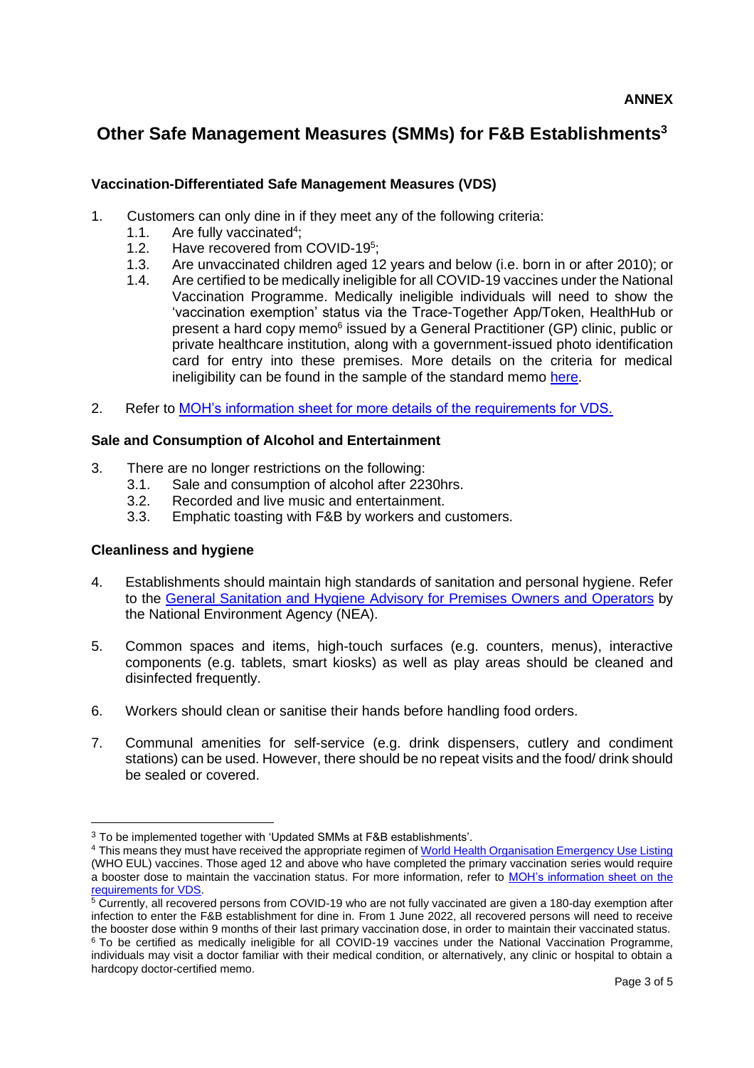**ANNEX**

# Other Safe Management Measures (SMMs) for F&B Establishments[3]

### Vaccination-Differentiated Safe Management Measures (VDS)

1. Customers can only dine in if they meet any of the following criteria:
   - 1.1. Are fully vaccinated[4];
   - 1.2. Have recovered from COVID-19[5];
   - 1.3. Are unvaccinated children aged 12 years and below (i.e. born in or after 2010); or
   - 1.4. Are certified to be medically ineligible for all COVID-19 vaccines under the National Vaccination Programme. Medically ineligible individuals will need to show the 'vaccination exemption' status via the Trace-Together App/Token, HealthHub or present a hard copy memo[6] issued by a General Practitioner (GP) clinic, public or private healthcare institution, along with a government-issued photo identification card for entry into these premises. More details on the criteria for medical ineligibility can be found in the sample of the standard memo here.

2. Refer to MOH's information sheet for more details of the requirements for VDS.

### Sale and Consumption of Alcohol and Entertainment

3. There are no longer restrictions on the following:
   - 3.1. Sale and consumption of alcohol after 2230hrs.
   - 3.2. Recorded and live music and entertainment.
   - 3.3. Emphatic toasting with F&B by workers and customers.

### Cleanliness and hygiene

4. Establishments should maintain high standards of sanitation and personal hygiene. Refer to the General Sanitation and Hygiene Advisory for Premises Owners and Operators by the National Environment Agency (NEA).

5. Common spaces and items, high-touch surfaces (e.g. counters, menus), interactive components (e.g. tablets, smart kiosks) as well as play areas should be cleaned and disinfected frequently.

6. Workers should clean or sanitise their hands before handling food orders.

7. Communal amenities for self-service (e.g. drink dispensers, cutlery and condiment stations) can be used. However, there should be no repeat visits and the food/ drink should be sealed or covered.

---

[3] To be implemented together with 'Updated SMMs at F&B establishments'.

[4] This means they must have received the appropriate regimen of World Health Organisation Emergency Use Listing (WHO EUL) vaccines. Those aged 12 and above who have completed the primary vaccination series would require a booster dose to maintain the vaccination status. For more information, refer to MOH's information sheet on the requirements for VDS.

[5] Currently, all recovered persons from COVID-19 who are not fully vaccinated are given a 180-day exemption after infection to enter the F&B establishment for dine in. From 1 June 2022, all recovered persons will need to receive the booster dose within 9 months of their last primary vaccination dose, in order to maintain their vaccinated status.

[6] To be certified as medically ineligible for all COVID-19 vaccines under the National Vaccination Programme, individuals may visit a doctor familiar with their medical condition, or alternatively, any clinic or hospital to obtain a hardcopy doctor-certified memo.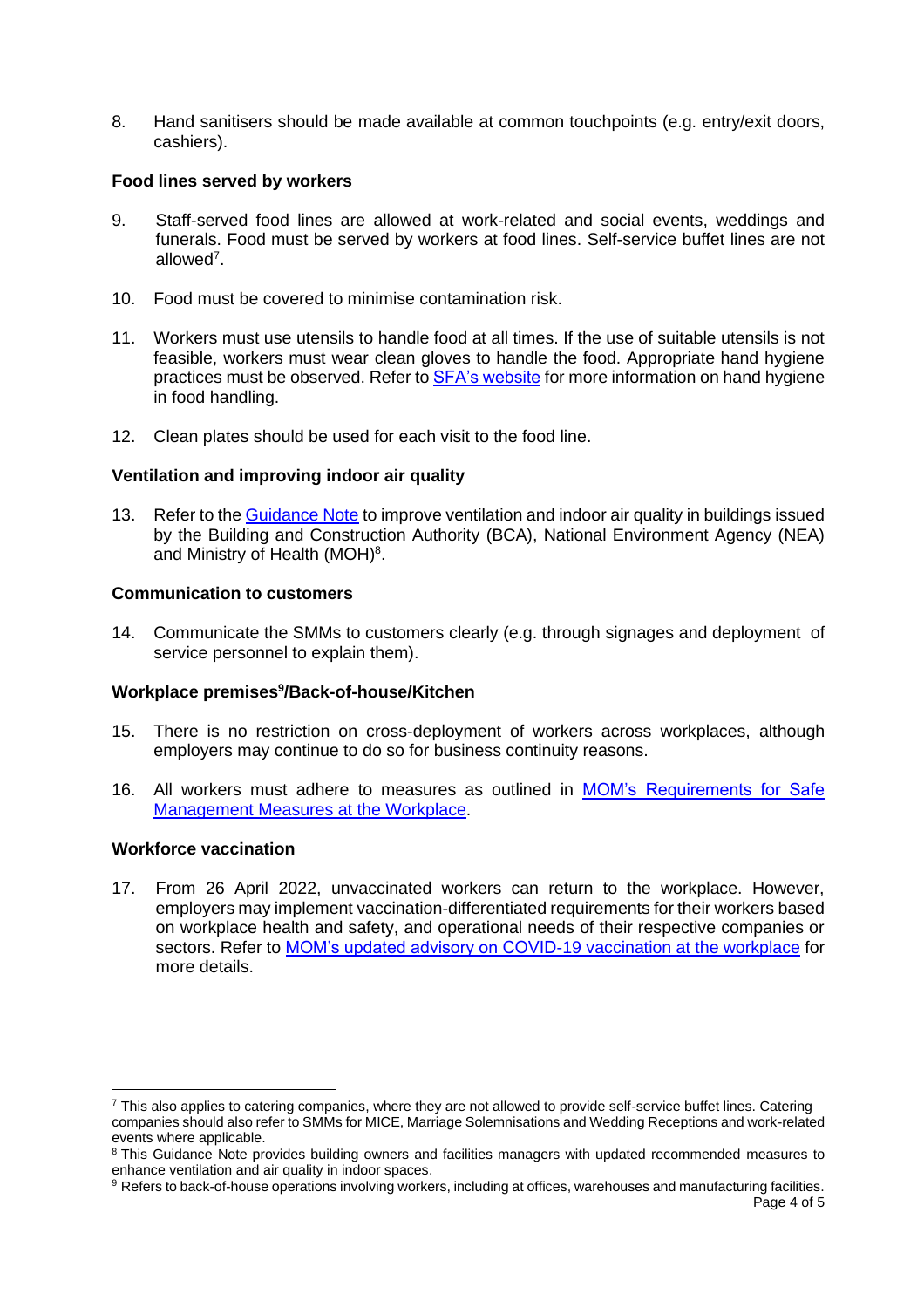8. Hand sanitisers should be made available at common touchpoints (e.g. entry/exit doors, cashiers).

**Food lines served by workers**

9. Staff-served food lines are allowed at work-related and social events, weddings and funerals. Food must be served by workers at food lines. Self-service buffet lines are not allowed[7].

10. Food must be covered to minimise contamination risk.

11. Workers must use utensils to handle food at all times. If the use of suitable utensils is not feasible, workers must wear clean gloves to handle the food. Appropriate hand hygiene practices must be observed. Refer to SFA's website for more information on hand hygiene in food handling.

12. Clean plates should be used for each visit to the food line.

**Ventilation and improving indoor air quality**

13. Refer to the Guidance Note to improve ventilation and indoor air quality in buildings issued by the Building and Construction Authority (BCA), National Environment Agency (NEA) and Ministry of Health (MOH)[8].

**Communication to customers**

14. Communicate the SMMs to customers clearly (e.g. through signages and deployment of service personnel to explain them).

**Workplace premises[9]/Back-of-house/Kitchen**

15. There is no restriction on cross-deployment of workers across workplaces, although employers may continue to do so for business continuity reasons.

16. All workers must adhere to measures as outlined in MOM's Requirements for Safe Management Measures at the Workplace.

**Workforce vaccination**

17. From 26 April 2022, unvaccinated workers can return to the workplace. However, employers may implement vaccination-differentiated requirements for their workers based on workplace health and safety, and operational needs of their respective companies or sectors. Refer to MOM's updated advisory on COVID-19 vaccination at the workplace for more details.

---

[7] This also applies to catering companies, where they are not allowed to provide self-service buffet lines. Catering companies should also refer to SMMs for MICE, Marriage Solemnisations and Wedding Receptions and work-related events where applicable.

[8] This Guidance Note provides building owners and facilities managers with updated recommended measures to enhance ventilation and air quality in indoor spaces.

[9] Refers to back-of-house operations involving workers, including at offices, warehouses and manufacturing facilities.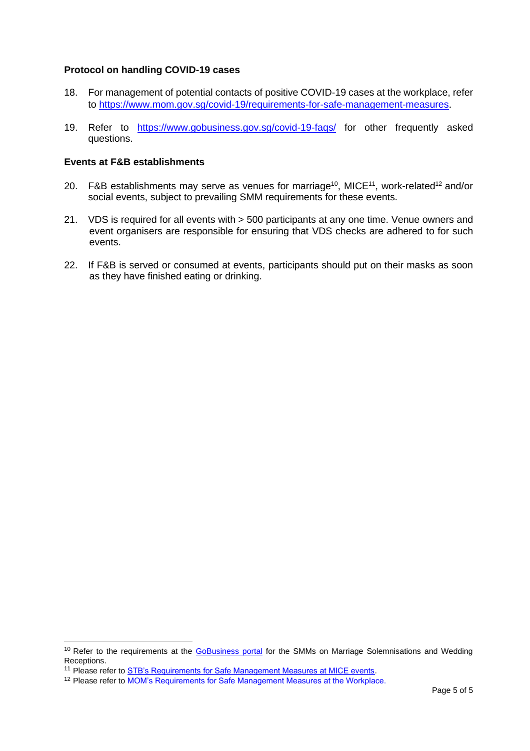**Protocol on handling COVID-19 cases**

18. For management of potential contacts of positive COVID-19 cases at the workplace, refer to https://www.mom.gov.sg/covid-19/requirements-for-safe-management-measures.

19. Refer to https://www.gobusiness.gov.sg/covid-19-faqs/ for other frequently asked questions.

**Events at F&B establishments**

20. F&B establishments may serve as venues for marriage[10], MICE[11], work-related[12] and/or social events, subject to prevailing SMM requirements for these events.

21. VDS is required for all events with > 500 participants at any one time. Venue owners and event organisers are responsible for ensuring that VDS checks are adhered to for such events.

22. If F&B is served or consumed at events, participants should put on their masks as soon as they have finished eating or drinking.

---

[10] Refer to the requirements at the GoBusiness portal for the SMMs on Marriage Solemnisations and Wedding Receptions.

[11] Please refer to STB's Requirements for Safe Management Measures at MICE events.

[12] Please refer to MOM's Requirements for Safe Management Measures at the Workplace.